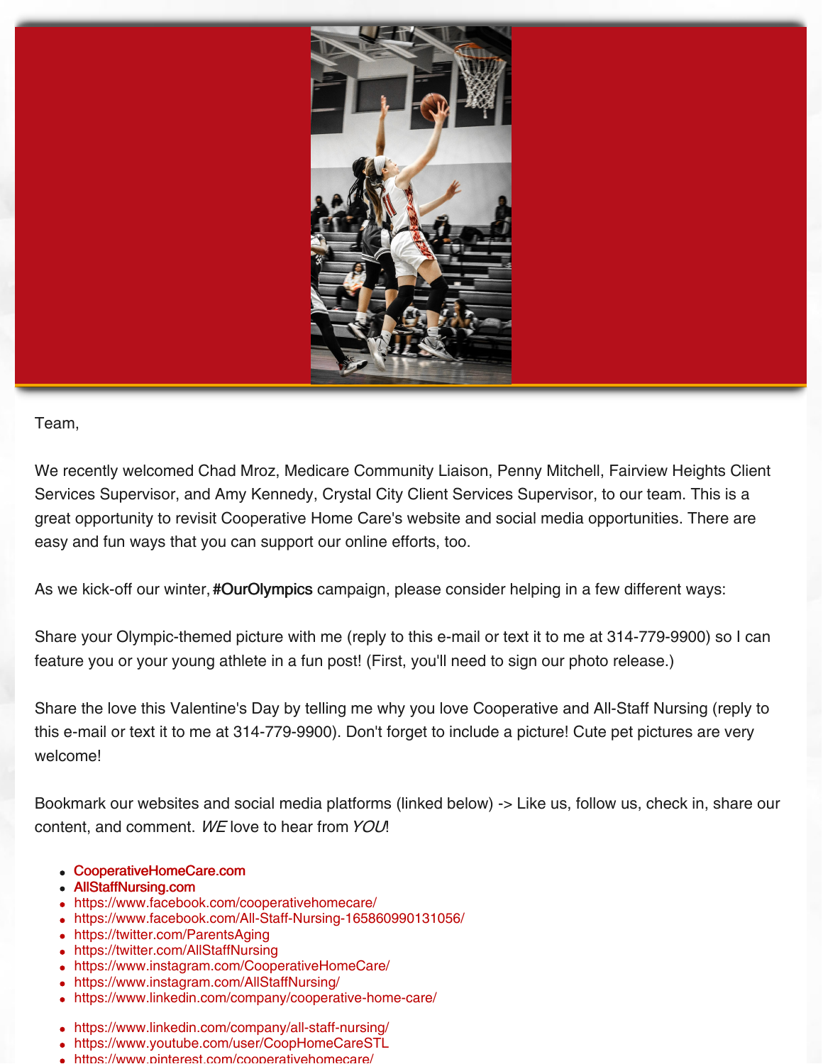Team,

We recently welcomed Chad Mroz, Medicare Community Liaison, Penny Mitchell, Fairview Heights Client Services Supervisor, and Amy Kennedy, Crystal City Client Services Supervisor, to our team. This is a great opportunity to revisit Cooperative Home Care's website and social media opportunities. There are easy and fun ways that you can support our online efforts, too.

As we kick-off our winter, **#OurOlympics** campaign, please consider helping in a few different ways:

Share your Olympic-themed picture with me (reply to this e-mail or text it to me at 314-779-9900) so I can feature you or your young athlete in a fun post! (First, you'll need to sign our photo release.)

Share the love this Valentine's Day by telling me why you love Cooperative and All-Staff Nursing (reply to this e-mail or text it to me at 314-779-9900). Don't forget to include a picture! Cute pet pictures are very welcome!

Bookmark our websites and social media platforms (linked below) -> Like us, follow us, check in, share our content, and comment. *WE* love to hear from *YOU*!

- **CooperativeHomeCare.com**
- **AllStaffNursing.com**
- https://www.facebook.com/cooperativehomecare/
- https://www.facebook.com/All-Staff-Nursing-165860990131056/
- https://twitter.com/ParentsAging
- https://twitter.com/AllStaffNursing
- https://www.instagram.com/CooperativeHomeCare/
- https://www.instagram.com/AllStaffNursing/
- https://www.linkedin.com/company/cooperative-home-care/

- https://www.linkedin.com/company/all-staff-nursing/
- https://www.youtube.com/user/CoopHomeCareSTL
- https://www.pinterest.com/cooperativehomecare/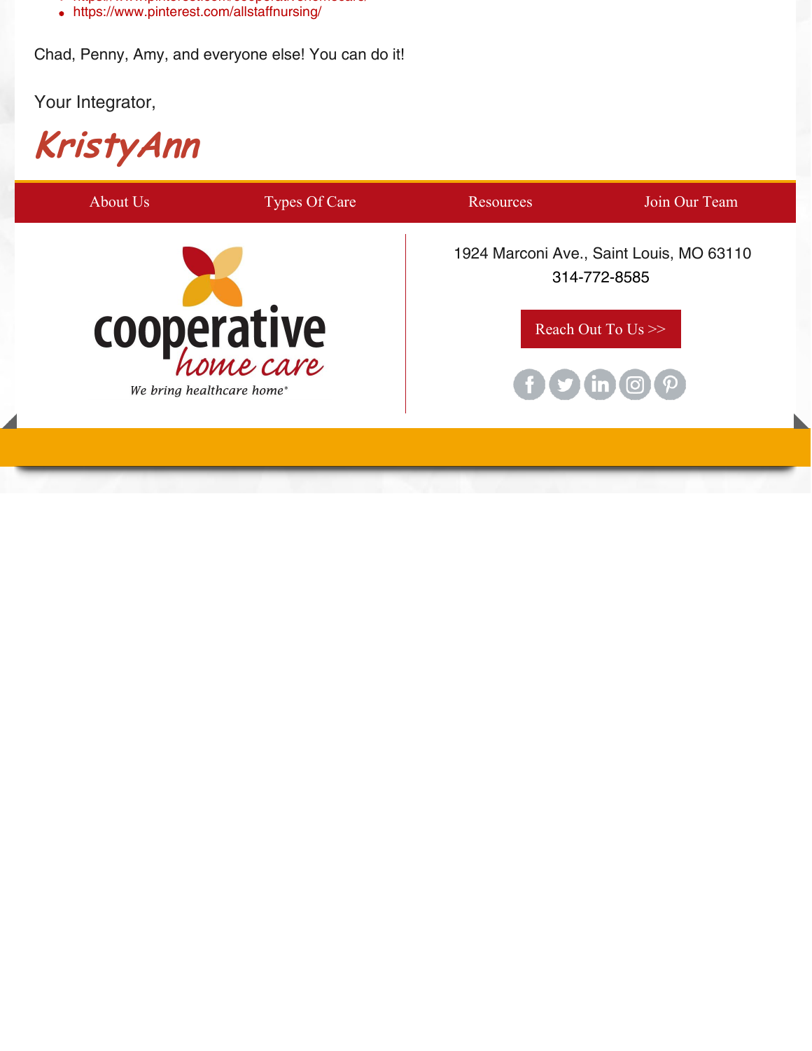- https://www.pinterest.com/cooperativehomecare/
- https://www.pinterest.com/allstaffnursing/

Chad, Penny, Amy, and everyone else! You can do it!

Your Integrator,

KristyAnn

About Us | Types Of Care | Resources | Join Our Team

cooperative home care

We bring healthcare home®

1924 Marconi Ave., Saint Louis, MO 63110
314-772-8585

Reach Out To Us >>